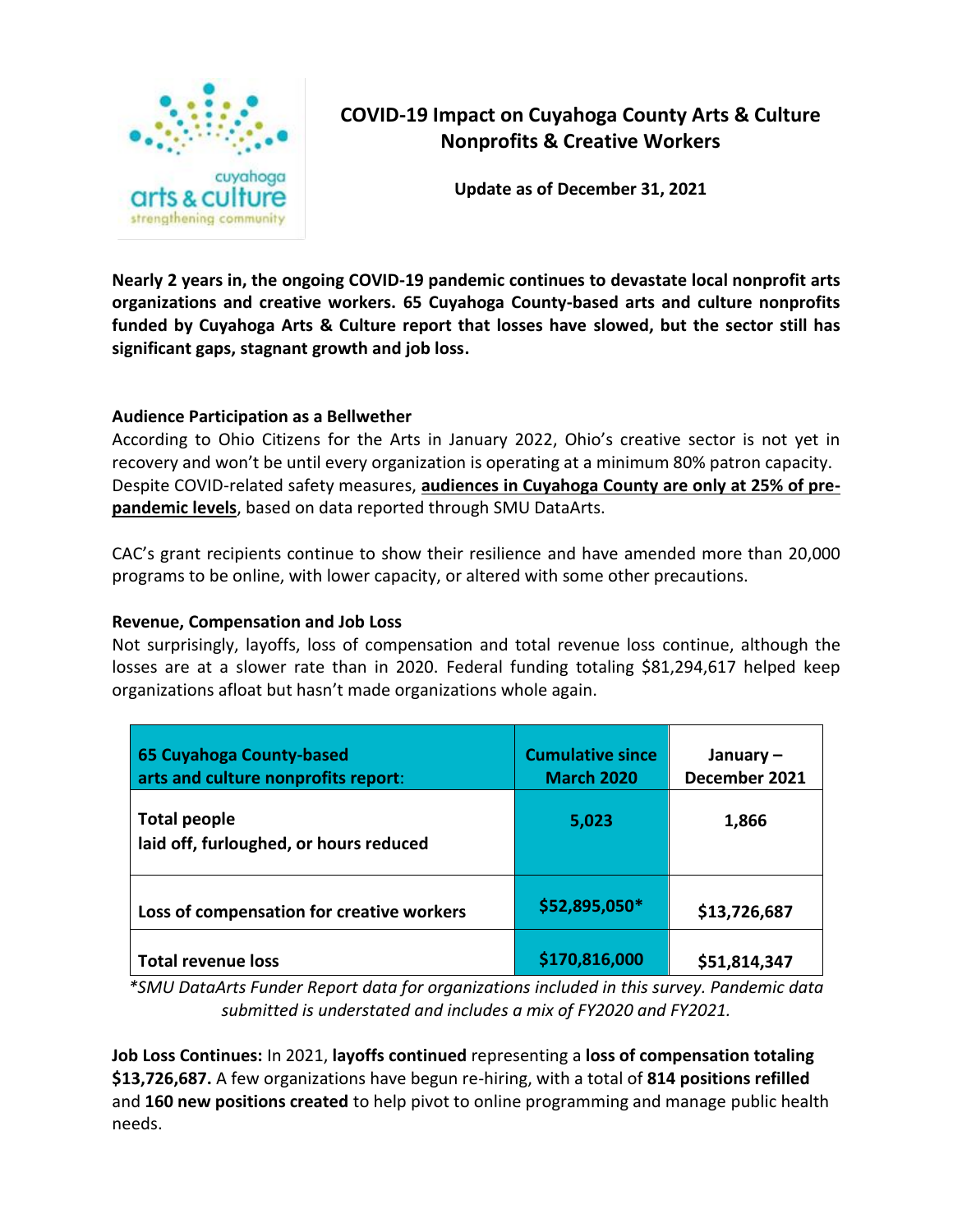# COVID-19 Impact on Cuyahoga County Arts & Culture Nonprofits & Creative Workers

**Update as of December 31, 2021**

**Nearly 2 years in, the ongoing COVID-19 pandemic continues to devastate local nonprofit arts organizations and creative workers. 65 Cuyahoga County-based arts and culture nonprofits funded by Cuyahoga Arts & Culture report that losses have slowed, but the sector still has significant gaps, stagnant growth and job loss.**

### Audience Participation as a Bellwether

According to Ohio Citizens for the Arts in January 2022, Ohio's creative sector is not yet in recovery and won't be until every organization is operating at a minimum 80% patron capacity. Despite COVID-related safety measures, **audiences in Cuyahoga County are only at 25% of pre-pandemic levels**, based on data reported through SMU DataArts.

CAC's grant recipients continue to show their resilience and have amended more than 20,000 programs to be online, with lower capacity, or altered with some other precautions.

### Revenue, Compensation and Job Loss

Not surprisingly, layoffs, loss of compensation and total revenue loss continue, although the losses are at a slower rate than in 2020. Federal funding totaling $81,294,617 helped keep organizations afloat but hasn't made organizations whole again.

| 65 Cuyahoga County-based arts and culture nonprofits report: | Cumulative since March 2020 | January – December 2021 |
|---|---|---|
| **Total people** laid off, furloughed, or hours reduced | **5,023** | **1,866** |
| **Loss of compensation for creative workers** | **$52,895,050*** | **$13,726,687** |
| **Total revenue loss** | **$170,816,000** | **$51,814,347** |

*\*SMU DataArts Funder Report data for organizations included in this survey. Pandemic data submitted is understated and includes a mix of FY2020 and FY2021.*

**Job Loss Continues:** In 2021, **layoffs continued** representing a **loss of compensation totaling $13,726,687.** A few organizations have begun re-hiring, with a total of **814 positions refilled** and **160 new positions created** to help pivot to online programming and manage public health needs.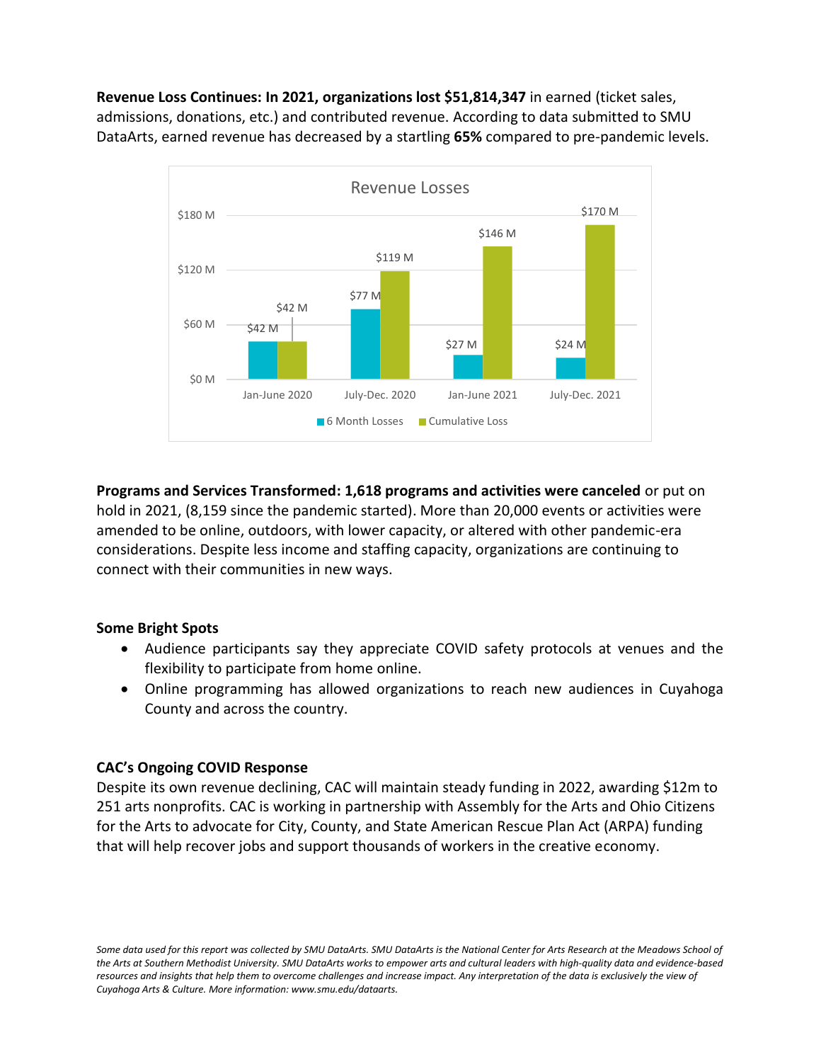**Revenue Loss Continues: In 2021, organizations lost $51,814,347** in earned (ticket sales, admissions, donations, etc.) and contributed revenue. According to data submitted to SMU DataArts, earned revenue has decreased by a startling **65%** compared to pre-pandemic levels.

**Revenue Losses**

| | 6 Month Losses | Cumulative Loss |
|---|---|---|
| Jan-June 2020 | $42 M | $42 M |
| July-Dec. 2020 | $77 M | $119 M |
| Jan-June 2021 | $27 M | $146 M |
| July-Dec. 2021 | $24 M | $170 M |

**Programs and Services Transformed: 1,618 programs and activities were canceled** or put on hold in 2021, (8,159 since the pandemic started). More than 20,000 events or activities were amended to be online, outdoors, with lower capacity, or altered with other pandemic-era considerations. Despite less income and staffing capacity, organizations are continuing to connect with their communities in new ways.

**Some Bright Spots**

- Audience participants say they appreciate COVID safety protocols at venues and the flexibility to participate from home online.
- Online programming has allowed organizations to reach new audiences in Cuyahoga County and across the country.

**CAC's Ongoing COVID Response**

Despite its own revenue declining, CAC will maintain steady funding in 2022, awarding $12m to 251 arts nonprofits. CAC is working in partnership with Assembly for the Arts and Ohio Citizens for the Arts to advocate for City, County, and State American Rescue Plan Act (ARPA) funding that will help recover jobs and support thousands of workers in the creative economy.

*Some data used for this report was collected by SMU DataArts. SMU DataArts is the National Center for Arts Research at the Meadows School of the Arts at Southern Methodist University. SMU DataArts works to empower arts and cultural leaders with high-quality data and evidence-based resources and insights that help them to overcome challenges and increase impact. Any interpretation of the data is exclusively the view of Cuyahoga Arts & Culture. More information: www.smu.edu/dataarts.*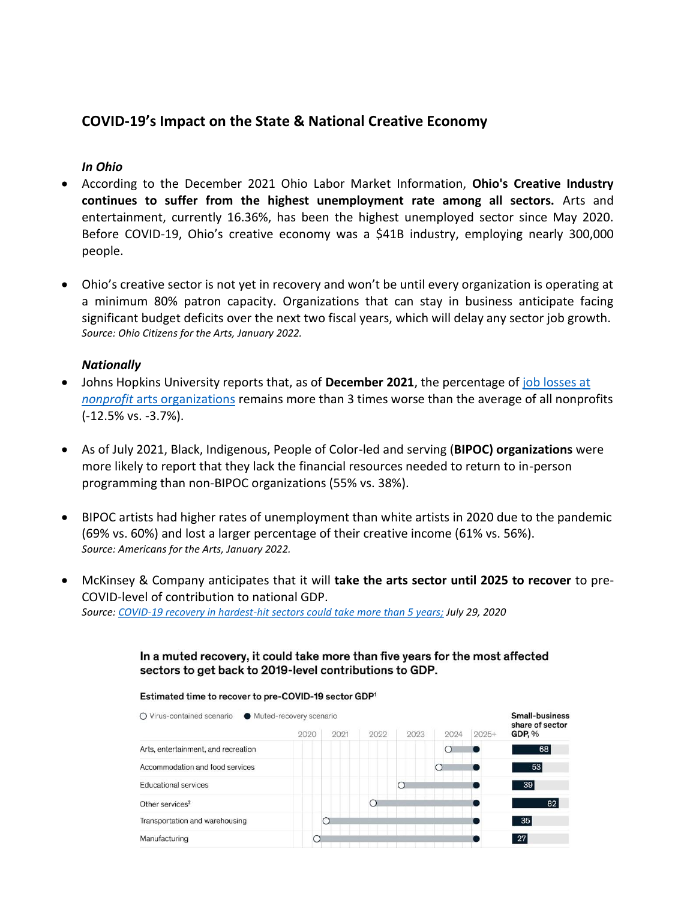## COVID-19's Impact on the State & National Creative Economy

### *In Ohio*

- According to the December 2021 Ohio Labor Market Information, **Ohio's Creative Industry continues to suffer from the highest unemployment rate among all sectors.** Arts and entertainment, currently 16.36%, has been the highest unemployed sector since May 2020. Before COVID-19, Ohio's creative economy was a $41B industry, employing nearly 300,000 people.

- Ohio's creative sector is not yet in recovery and won't be until every organization is operating at a minimum 80% patron capacity. Organizations that can stay in business anticipate facing significant budget deficits over the next two fiscal years, which will delay any sector job growth.
  *Source: Ohio Citizens for the Arts, January 2022.*

### *Nationally*

- Johns Hopkins University reports that, as of **December 2021**, the percentage of job losses at *nonprofit* arts organizations remains more than 3 times worse than the average of all nonprofits (-12.5% vs. -3.7%).

- As of July 2021, Black, Indigenous, People of Color-led and serving (**BIPOC) organizations** were more likely to report that they lack the financial resources needed to return to in-person programming than non-BIPOC organizations (55% vs. 38%).

- BIPOC artists had higher rates of unemployment than white artists in 2020 due to the pandemic (69% vs. 60%) and lost a larger percentage of their creative income (61% vs. 56%).
  *Source: Americans for the Arts, January 2022.*

- McKinsey & Company anticipates that it will **take the arts sector until 2025 to recover** to pre-COVID-level of contribution to national GDP.
  *Source: COVID-19 recovery in hardest-hit sectors could take more than 5 years; July 29, 2020*

**In a muted recovery, it could take more than five years for the most affected sectors to get back to 2019-level contributions to GDP.**

Estimated time to recover to pre-COVID-19 sector GDP[1]

○ Virus-contained scenario ● Muted-recovery scenario

2020 2021 2022 2023 2024 2025+

Small-business share of sector GDP, %

Arts, entertainment, and recreation 68

Accommodation and food services 53

Educational services 39

Other services[2] 82

Transportation and warehousing 35

Manufacturing 27